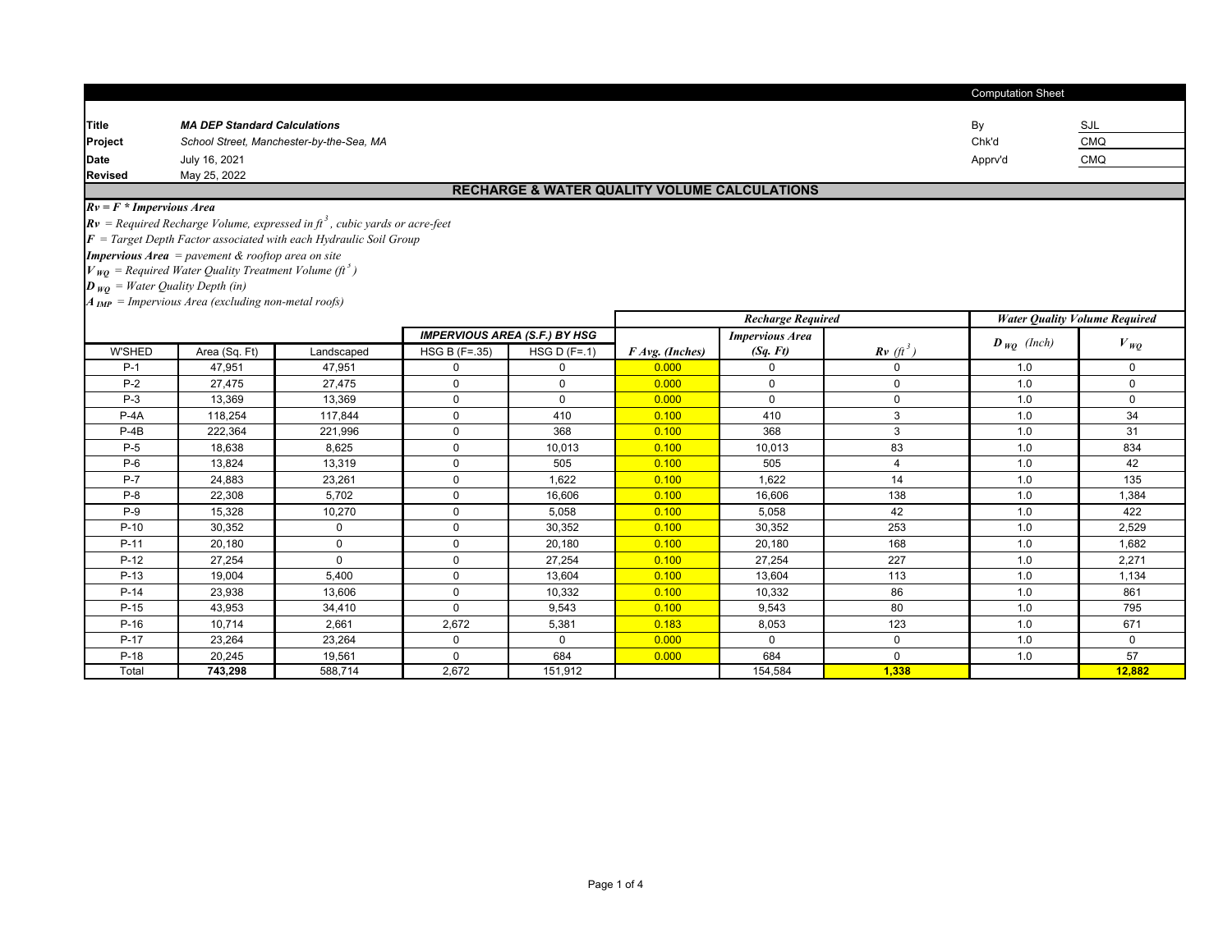Computation Sheet

| | | | |
|---|---|---|---|
| **Title** | ***MA DEP Standard Calculations*** | By | SJL |
| **Project** | *School Street, Manchester-by-the-Sea, MA* | Chk'd | CMQ |
| **Date** | July 16, 2021 | Apprv'd | CMQ |
| **Revised** | May 25, 2022 | | |

## RECHARGE & WATER QUALITY VOLUME CALCULATIONS

***Rv = F \* Impervious Area***

***Rv*** *= Required Recharge Volume, expressed in* $ft^3$*, cubic yards or acre-feet*

***F*** *= Target Depth Factor associated with each Hydraulic Soil Group*

***Impervious Area*** *= pavement & rooftop area on site*

$V_{WQ}$ *= Required Water Quality Treatment Volume* ($ft^3$)

$D_{WQ}$ *= Water Quality Depth (in)*

$A_{IMP}$ *= Impervious Area (excluding non-metal roofs)*

| | | | ***IMPERVIOUS AREA (S.F.) BY HSG*** | | ***Recharge Required*** | | | ***Water Quality Volume Required*** | |
|---|---|---|---|---|---|---|---|---|---|
| W'SHED | Area (Sq. Ft) | Landscaped | HSG B (F=.35) | HSG D (F=.1) | *F Avg. (Inches)* | ***Impervious Area (Sq. Ft)*** | ***Rv*** ($ft^3$) | $D_{WQ}$ (Inch) | $V_{WQ}$ |
| P-1 | 47,951 | 47,951 | 0 | 0 | 0.000 | 0 | 0 | 1.0 | 0 |
| P-2 | 27,475 | 27,475 | 0 | 0 | 0.000 | 0 | 0 | 1.0 | 0 |
| P-3 | 13,369 | 13,369 | 0 | 0 | 0.000 | 0 | 0 | 1.0 | 0 |
| P-4A | 118,254 | 117,844 | 0 | 410 | 0.100 | 410 | 3 | 1.0 | 34 |
| P-4B | 222,364 | 221,996 | 0 | 368 | 0.100 | 368 | 3 | 1.0 | 31 |
| P-5 | 18,638 | 8,625 | 0 | 10,013 | 0.100 | 10,013 | 83 | 1.0 | 834 |
| P-6 | 13,824 | 13,319 | 0 | 505 | 0.100 | 505 | 4 | 1.0 | 42 |
| P-7 | 24,883 | 23,261 | 0 | 1,622 | 0.100 | 1,622 | 14 | 1.0 | 135 |
| P-8 | 22,308 | 5,702 | 0 | 16,606 | 0.100 | 16,606 | 138 | 1.0 | 1,384 |
| P-9 | 15,328 | 10,270 | 0 | 5,058 | 0.100 | 5,058 | 42 | 1.0 | 422 |
| P-10 | 30,352 | 0 | 0 | 30,352 | 0.100 | 30,352 | 253 | 1.0 | 2,529 |
| P-11 | 20,180 | 0 | 0 | 20,180 | 0.100 | 20,180 | 168 | 1.0 | 1,682 |
| P-12 | 27,254 | 0 | 0 | 27,254 | 0.100 | 27,254 | 227 | 1.0 | 2,271 |
| P-13 | 19,004 | 5,400 | 0 | 13,604 | 0.100 | 13,604 | 113 | 1.0 | 1,134 |
| P-14 | 23,938 | 13,606 | 0 | 10,332 | 0.100 | 10,332 | 86 | 1.0 | 861 |
| P-15 | 43,953 | 34,410 | 0 | 9,543 | 0.100 | 9,543 | 80 | 1.0 | 795 |
| P-16 | 10,714 | 2,661 | 2,672 | 5,381 | 0.183 | 8,053 | 123 | 1.0 | 671 |
| P-17 | 23,264 | 23,264 | 0 | 0 | 0.000 | 0 | 0 | 1.0 | 0 |
| P-18 | 20,245 | 19,561 | 0 | 684 | 0.000 | 684 | 0 | 1.0 | 57 |
| Total | **743,298** | 588,714 | 2,672 | 151,912 | | 154,584 | **1,338** | | **12,882** |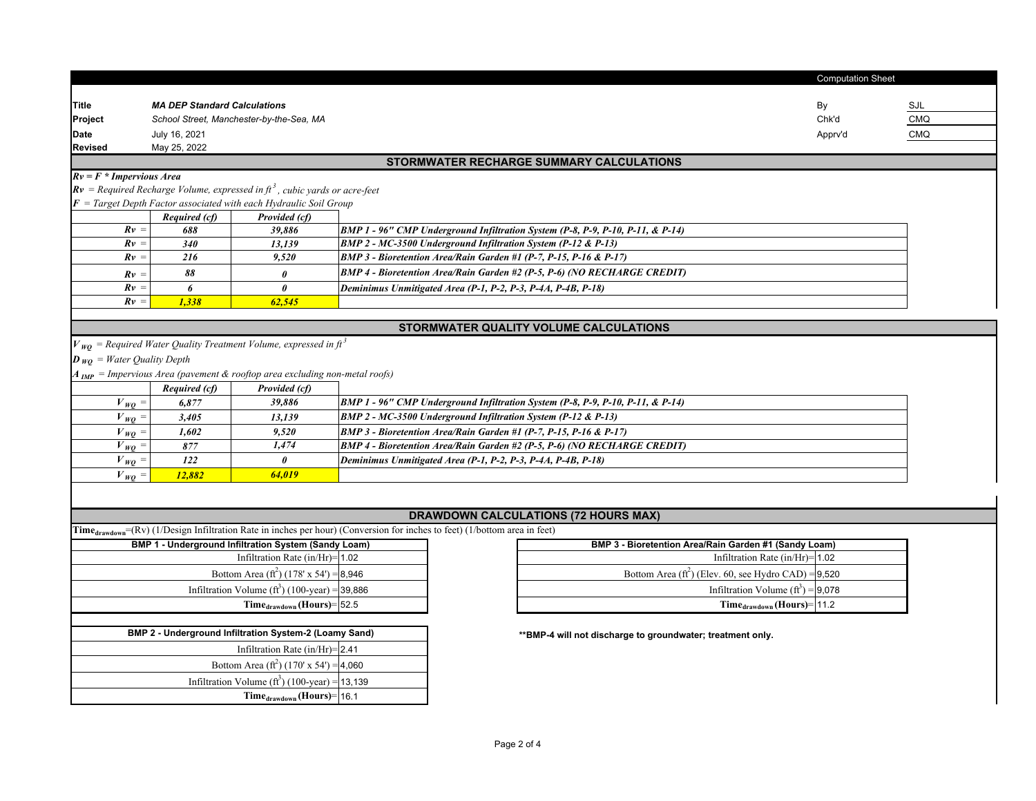Computation Sheet

| | | | |
|---|---|---|---|
| **Title** | ***MA DEP Standard Calculations*** | By | SJL |
| **Project** | *School Street, Manchester-by-the-Sea, MA* | Chk'd | CMQ |
| **Date** | July 16, 2021 | Apprv'd | CMQ |
| **Revised** | May 25, 2022 | | |

## STORMWATER RECHARGE SUMMARY CALCULATIONS

***Rv = F \* Impervious Area***

***Rv** = Required Recharge Volume, expressed in $ft^3$, cubic yards or acre-feet*

***F** = Target Depth Factor associated with each Hydraulic Soil Group*

| | *Required (cf)* | *Provided (cf)* | |
|---|---|---|---|
| *Rv =* | *688* | *39,886* | ***BMP 1 - 96" CMP Underground Infiltration System (P-8, P-9, P-10, P-11, & P-14)*** |
| *Rv =* | *340* | *13,139* | ***BMP 2 - MC-3500 Underground Infiltration System (P-12 & P-13)*** |
| *Rv =* | *216* | *9,520* | ***BMP 3 - Bioretention Area/Rain Garden #1 (P-7, P-15, P-16 & P-17)*** |
| *Rv =* | *88* | *0* | ***BMP 4 - Bioretention Area/Rain Garden #2 (P-5, P-6) (NO RECHARGE CREDIT)*** |
| *Rv =* | *6* | *0* | ***Deminimus Unmitigated Area (P-1, P-2, P-3, P-4A, P-4B, P-18)*** |
| *Rv =* | ***1,338*** | ***62,545*** | |

## STORMWATER QUALITY VOLUME CALCULATIONS

$V_{WQ}$ *= Required Water Quality Treatment Volume, expressed in $ft^3$*

$D_{WQ}$ *= Water Quality Depth*

$A_{IMP}$ *= Impervious Area (pavement & rooftop area excluding non-metal roofs)*

| | *Required (cf)* | *Provided (cf)* | |
|---|---|---|---|
| $V_{WQ}$ = | *6,877* | *39,886* | ***BMP 1 - 96" CMP Underground Infiltration System (P-8, P-9, P-10, P-11, & P-14)*** |
| $V_{WQ}$ = | *3,405* | *13,139* | ***BMP 2 - MC-3500 Underground Infiltration System (P-12 & P-13)*** |
| $V_{WQ}$ = | *1,602* | *9,520* | ***BMP 3 - Bioretention Area/Rain Garden #1 (P-7, P-15, P-16 & P-17)*** |
| $V_{WQ}$ = | *877* | *1,474* | ***BMP 4 - Bioretention Area/Rain Garden #2 (P-5, P-6) (NO RECHARGE CREDIT)*** |
| $V_{WQ}$ = | *122* | *0* | ***Deminimus Unmitigated Area (P-1, P-2, P-3, P-4A, P-4B, P-18)*** |
| $V_{WQ}$ = | ***12,882*** | ***64,019*** | |

## DRAWDOWN CALCULATIONS (72 HOURS MAX)

$\text{Time}_{drawdown}$=(Rv) (1/Design Infiltration Rate in inches per hour) (Conversion for inches to feet) (1/bottom area in feet)

| **BMP 1 - Underground Infiltration System (Sandy Loam)** | |
|---|---|
| Infiltration Rate (in/Hr)= | 1.02 |
| Bottom Area ($ft^2$) (178' x 54') = | 8,946 |
| Infiltration Volume ($ft^3$) (100-year) = | 39,886 |
| **$\text{Time}_{drawdown}$ (Hours)**= | 52.5 |

| **BMP 2 - Underground Infiltration System-2 (Loamy Sand)** | |
|---|---|
| Infiltration Rate (in/Hr)= | 2.41 |
| Bottom Area ($ft^2$) (170' x 54') = | 4,060 |
| Infiltration Volume ($ft^3$) (100-year) = | 13,139 |
| **$\text{Time}_{drawdown}$ (Hours)**= | 16.1 |

| **BMP 3 - Bioretention Area/Rain Garden #1 (Sandy Loam)** | |
|---|---|
| Infiltration Rate (in/Hr)= | 1.02 |
| Bottom Area ($ft^2$) (Elev. 60, see Hydro CAD) = | 9,520 |
| Infiltration Volume ($ft^3$) = | 9,078 |
| **$\text{Time}_{drawdown}$ (Hours)**= | 11.2 |

**\*\*BMP-4 will not discharge to groundwater; treatment only.**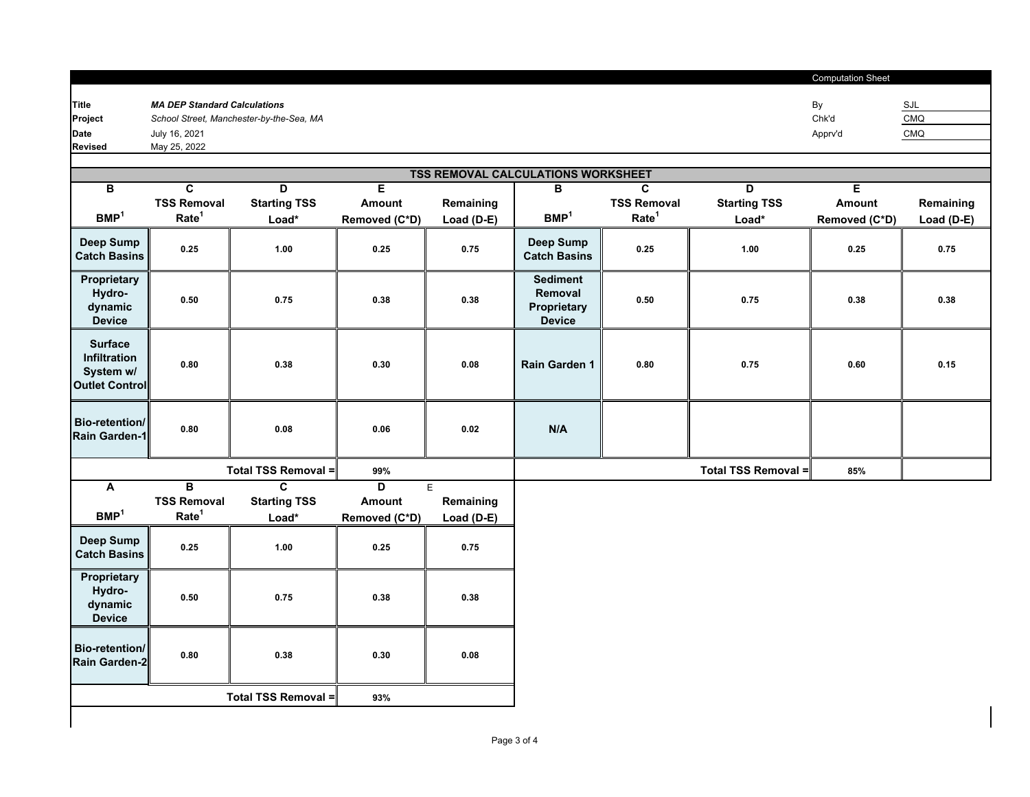Computation Sheet

| | | | |
|---|---|---|---|
| **Title** | ***MA DEP Standard Calculations*** | By | SJL |
| **Project** | *School Street, Manchester-by-the-Sea, MA* | Chk'd | CMQ |
| **Date** | July 16, 2021 | Apprv'd | CMQ |
| **Revised** | May 25, 2022 | | |

## TSS REMOVAL CALCULATIONS WORKSHEET

| B<br>BMP[1] | C<br>TSS Removal Rate[1] | D<br>Starting TSS Load* | E<br>Amount Removed (C*D) | Remaining Load (D-E) |
|---|---|---|---|---|
| **Deep Sump Catch Basins** | 0.25 | 1.00 | 0.25 | 0.75 |
| **Proprietary Hydro-dynamic Device** | 0.50 | 0.75 | 0.38 | 0.38 |
| **Surface Infiltration System w/ Outlet Control** | 0.80 | 0.38 | 0.30 | 0.08 |
| **Bio-retention/ Rain Garden-1** | 0.80 | 0.08 | 0.06 | 0.02 |
| | | **Total TSS Removal =** | 99% | |

| B<br>BMP[1] | C<br>TSS Removal Rate[1] | D<br>Starting TSS Load* | E<br>Amount Removed (C*D) | Remaining Load (D-E) |
|---|---|---|---|---|
| **Deep Sump Catch Basins** | 0.25 | 1.00 | 0.25 | 0.75 |
| **Sediment Removal Proprietary Device** | 0.50 | 0.75 | 0.38 | 0.38 |
| **Rain Garden 1** | 0.80 | 0.75 | 0.60 | 0.15 |
| **N/A** | | | | |
| | | **Total TSS Removal =** | 85% | |

| A<br>BMP[1] | B<br>TSS Removal Rate[1] | C<br>Starting TSS Load* | D<br>Amount Removed (C*D) | E<br>Remaining Load (D-E) |
|---|---|---|---|---|
| **Deep Sump Catch Basins** | 0.25 | 1.00 | 0.25 | 0.75 |
| **Proprietary Hydro-dynamic Device** | 0.50 | 0.75 | 0.38 | 0.38 |
| **Bio-retention/ Rain Garden-2** | 0.80 | 0.38 | 0.30 | 0.08 |
| | | **Total TSS Removal =** | 93% | |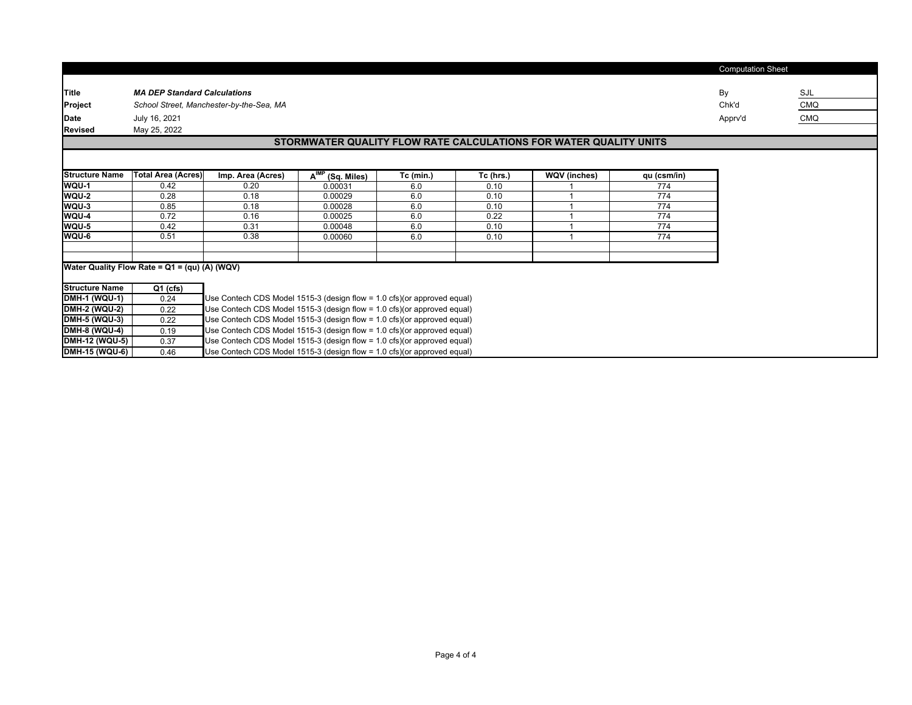Computation Sheet

| | | | |
|---|---|---|---|
| **Title** | ***MA DEP Standard Calculations*** | By | SJL |
| **Project** | *School Street, Manchester-by-the-Sea, MA* | Chk'd | CMQ |
| **Date** | July 16, 2021 | Apprv'd | CMQ |
| **Revised** | May 25, 2022 | | |

## STORMWATER QUALITY FLOW RATE CALCULATIONS FOR WATER QUALITY UNITS

| Structure Name | Total Area (Acres) | Imp. Area (Acres) | $A^{IMP}$ (Sq. Miles) | Tc (min.) | Tc (hrs.) | WQV (inches) | qu (csm/in) |
|---|---|---|---|---|---|---|---|
| WQU-1 | 0.42 | 0.20 | 0.00031 | 6.0 | 0.10 | 1 | 774 |
| WQU-2 | 0.28 | 0.18 | 0.00029 | 6.0 | 0.10 | 1 | 774 |
| WQU-3 | 0.85 | 0.18 | 0.00028 | 6.0 | 0.10 | 1 | 774 |
| WQU-4 | 0.72 | 0.16 | 0.00025 | 6.0 | 0.22 | 1 | 774 |
| WQU-5 | 0.42 | 0.31 | 0.00048 | 6.0 | 0.10 | 1 | 774 |
| WQU-6 | 0.51 | 0.38 | 0.00060 | 6.0 | 0.10 | 1 | 774 |
| | | | | | | | |
| | | | | | | | |

**Water Quality Flow Rate = Q1 = (qu) (A) (WQV)**

| Structure Name | Q1 (cfs) | |
|---|---|---|
| DMH-1 (WQU-1) | 0.24 | Use Contech CDS Model 1515-3 (design flow = 1.0 cfs)(or approved equal) |
| DMH-2 (WQU-2) | 0.22 | Use Contech CDS Model 1515-3 (design flow = 1.0 cfs)(or approved equal) |
| DMH-5 (WQU-3) | 0.22 | Use Contech CDS Model 1515-3 (design flow = 1.0 cfs)(or approved equal) |
| DMH-8 (WQU-4) | 0.19 | Use Contech CDS Model 1515-3 (design flow = 1.0 cfs)(or approved equal) |
| DMH-12 (WQU-5) | 0.37 | Use Contech CDS Model 1515-3 (design flow = 1.0 cfs)(or approved equal) |
| DMH-15 (WQU-6) | 0.46 | Use Contech CDS Model 1515-3 (design flow = 1.0 cfs)(or approved equal) |